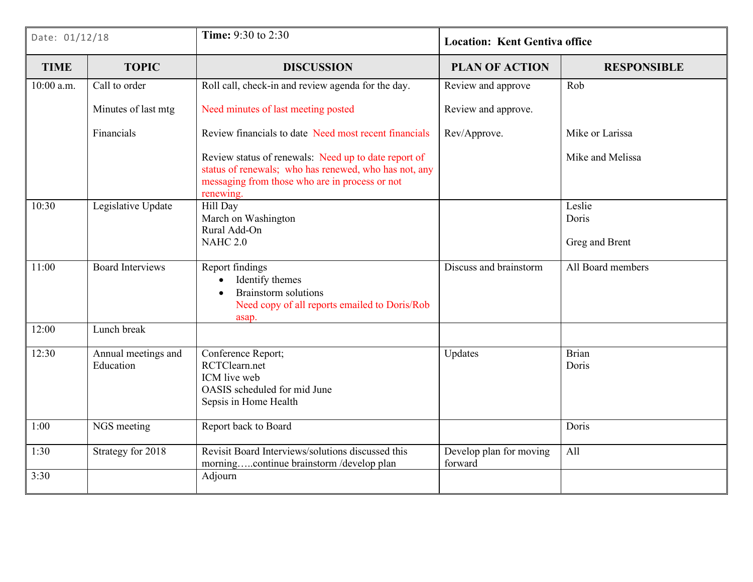| Date: 01/12/18 | | **Time:** 9:30 to 2:30 | **Location: Kent Gentiva office** | |
|---|---|---|---|---|
| **TIME** | **TOPIC** | **DISCUSSION** | **PLAN OF ACTION** | **RESPONSIBLE** |
| 10:00 a.m. | Call to order<br><br>Minutes of last mtg<br><br>Financials | Roll call, check-in and review agenda for the day.<br><br>Need minutes of last meeting posted<br><br>Review financials to date Need most recent financials<br><br>Review status of renewals: Need up to date report of status of renewals; who has renewed, who has not, any messaging from those who are in process or not renewing. | Review and approve<br><br>Review and approve.<br><br>Rev/Approve. | Rob<br><br><br><br>Mike or Larissa<br><br>Mike and Melissa |
| 10:30 | Legislative Update | Hill Day<br>March on Washington<br>Rural Add-On<br>NAHC 2.0 | | Leslie<br>Doris<br><br>Greg and Brent |
| 11:00 | Board Interviews | Report findings<br>• Identify themes<br>• Brainstorm solutions<br>Need copy of all reports emailed to Doris/Rob asap. | Discuss and brainstorm | All Board members |
| 12:00 | Lunch break | | | |
| 12:30 | Annual meetings and Education | Conference Report;<br>RCTClearn.net<br>ICM live web<br>OASIS scheduled for mid June<br>Sepsis in Home Health | Updates | Brian<br>Doris |
| 1:00 | NGS meeting | Report back to Board | | Doris |
| 1:30 | Strategy for 2018 | Revisit Board Interviews/solutions discussed this morning…..continue brainstorm /develop plan | Develop plan for moving forward | All |
| 3:30 | | Adjourn | | |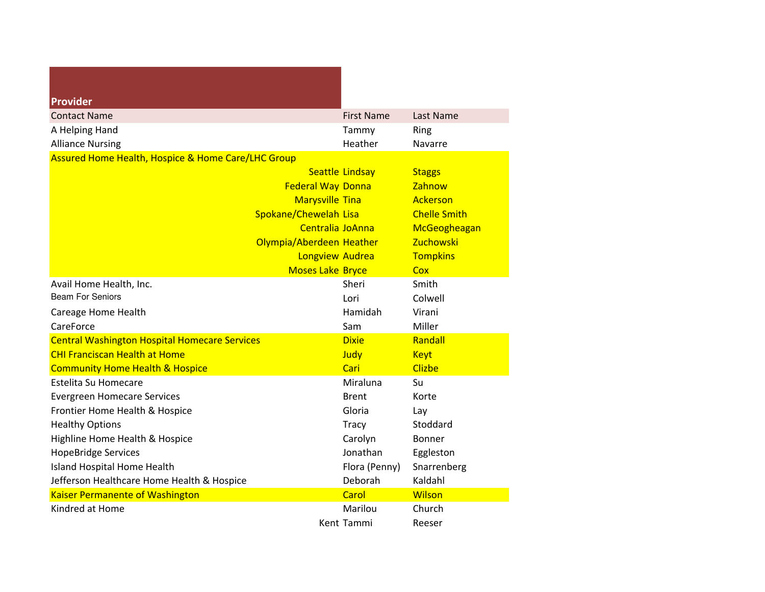| Provider | | |
|---|---|---|
| Contact Name | First Name | Last Name |
| A Helping Hand | Tammy | Ring |
| Alliance Nursing | Heather | Navarre |
| Assured Home Health, Hospice & Home Care/LHC Group | | |
| Seattle | Lindsay | Staggs |
| Federal Way | Donna | Zahnow |
| Marysville | Tina | Ackerson |
| Spokane/Chewelah | Lisa | Chelle Smith |
| Centralia | JoAnna | McGeogheagan |
| Olympia/Aberdeen | Heather | Zuchowski |
| Longview | Audrea | Tompkins |
| Moses Lake | Bryce | Cox |
| Avail Home Health, Inc. | Sheri | Smith |
| Beam For Seniors | Lori | Colwell |
| Careage Home Health | Hamidah | Virani |
| CareForce | Sam | Miller |
| Central Washington Hospital Homecare Services | Dixie | Randall |
| CHI Franciscan Health at Home | Judy | Keyt |
| Community Home Health & Hospice | Cari | Clizbe |
| Estelita Su Homecare | Miraluna | Su |
| Evergreen Homecare Services | Brent | Korte |
| Frontier Home Health & Hospice | Gloria | Lay |
| Healthy Options | Tracy | Stoddard |
| Highline Home Health & Hospice | Carolyn | Bonner |
| HopeBridge Services | Jonathan | Eggleston |
| Island Hospital Home Health | Flora (Penny) | Snarrenberg |
| Jefferson Healthcare Home Health & Hospice | Deborah | Kaldahl |
| Kaiser Permanente of Washington | Carol | Wilson |
| Kindred at Home | Marilou | Church |
| Kent | Tammi | Reeser |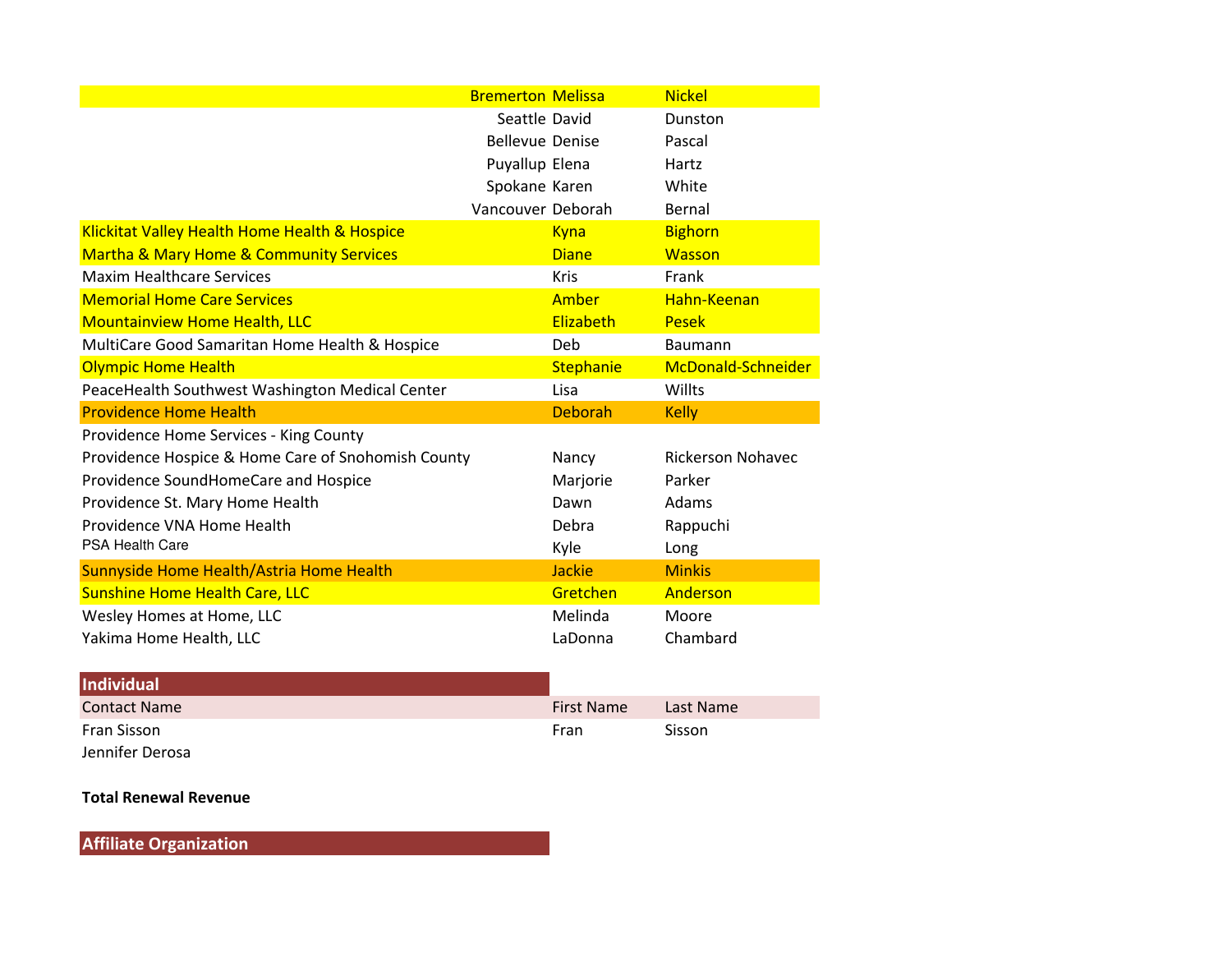| | First Name | Last Name |
|---|---|---|
| Bremerton | Melissa | Nickel |
| Seattle | David | Dunston |
| Bellevue | Denise | Pascal |
| Puyallup | Elena | Hartz |
| Spokane | Karen | White |
| Vancouver | Deborah | Bernal |
| Klickitat Valley Health Home Health & Hospice | Kyna | Bighorn |
| Martha & Mary Home & Community Services | Diane | Wasson |
| Maxim Healthcare Services | Kris | Frank |
| Memorial Home Care Services | Amber | Hahn-Keenan |
| Mountainview Home Health, LLC | Elizabeth | Pesek |
| MultiCare Good Samaritan Home Health & Hospice | Deb | Baumann |
| Olympic Home Health | Stephanie | McDonald-Schneider |
| PeaceHealth Southwest Washington Medical Center | Lisa | Willts |
| Providence Home Health | Deborah | Kelly |
| Providence Home Services - King County | | |
| Providence Hospice & Home Care of Snohomish County | Nancy | Rickerson Nohavec |
| Providence SoundHomeCare and Hospice | Marjorie | Parker |
| Providence St. Mary Home Health | Dawn | Adams |
| Providence VNA Home Health | Debra | Rappuchi |
| PSA Health Care | Kyle | Long |
| Sunnyside Home Health/Astria Home Health | Jackie | Minkis |
| Sunshine Home Health Care, LLC | Gretchen | Anderson |
| Wesley Homes at Home, LLC | Melinda | Moore |
| Yakima Home Health, LLC | LaDonna | Chambard |

## Individual

| Contact Name | First Name | Last Name |
|---|---|---|
| Fran Sisson | Fran | Sisson |
| Jennifer Derosa | | |

**Total Renewal Revenue**

## Affiliate Organization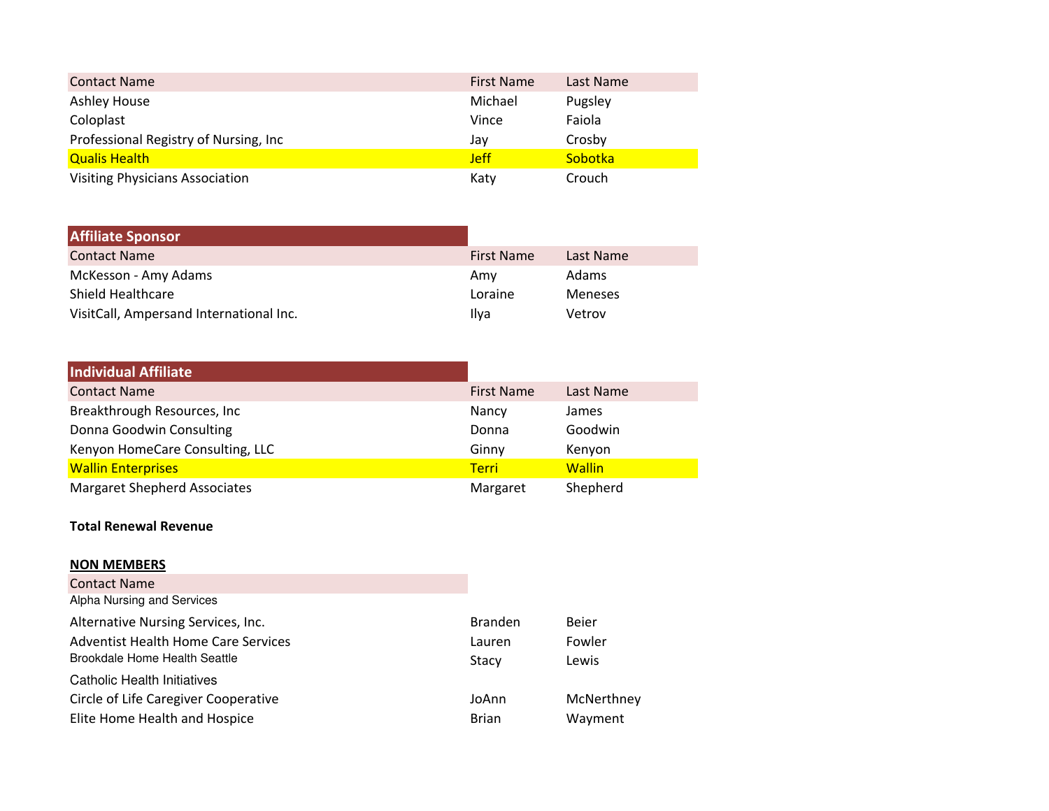| Contact Name | First Name | Last Name |
|---|---|---|
| Ashley House | Michael | Pugsley |
| Coloplast | Vince | Faiola |
| Professional Registry of Nursing, Inc | Jay | Crosby |
| Qualis Health | Jeff | Sobotka |
| Visiting Physicians Association | Katy | Crouch |

## Affiliate Sponsor

| Contact Name | First Name | Last Name |
|---|---|---|
| McKesson - Amy Adams | Amy | Adams |
| Shield Healthcare | Loraine | Meneses |
| VisitCall, Ampersand International Inc. | Ilya | Vetrov |

## Individual Affiliate

| Contact Name | First Name | Last Name |
|---|---|---|
| Breakthrough Resources, Inc | Nancy | James |
| Donna Goodwin Consulting | Donna | Goodwin |
| Kenyon HomeCare Consulting, LLC | Ginny | Kenyon |
| Wallin Enterprises | Terri | Wallin |
| Margaret Shepherd Associates | Margaret | Shepherd |

**Total Renewal Revenue**

**NON MEMBERS**

| Contact Name | | |
|---|---|---|
| Alpha Nursing and Services | | |
| Alternative Nursing Services, Inc. | Branden | Beier |
| Adventist Health Home Care Services | Lauren | Fowler |
| Brookdale Home Health Seattle | Stacy | Lewis |
| Catholic Health Initiatives | | |
| Circle of Life Caregiver Cooperative | JoAnn | McNerthney |
| Elite Home Health and Hospice | Brian | Wayment |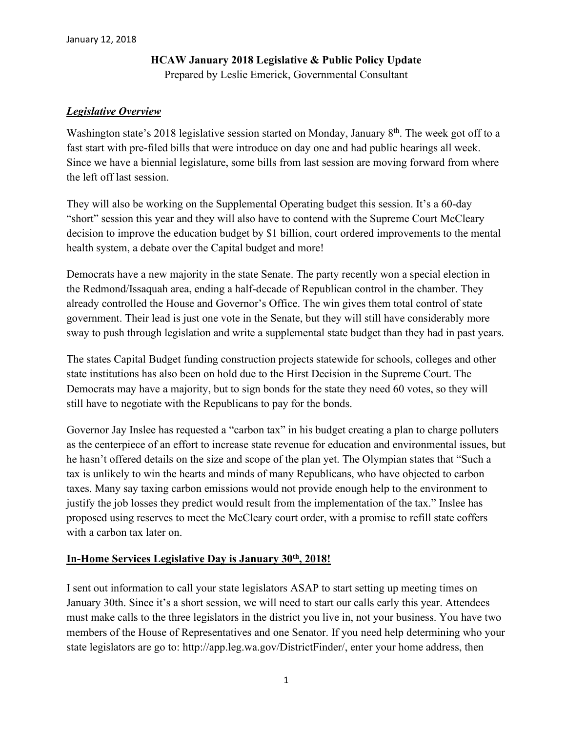January 12, 2018

**HCAW January 2018 Legislative & Public Policy Update**

Prepared by Leslie Emerick, Governmental Consultant

## ***Legislative Overview***

Washington state's 2018 legislative session started on Monday, January 8th. The week got off to a fast start with pre-filed bills that were introduce on day one and had public hearings all week. Since we have a biennial legislature, some bills from last session are moving forward from where the left off last session.

They will also be working on the Supplemental Operating budget this session. It's a 60-day "short" session this year and they will also have to contend with the Supreme Court McCleary decision to improve the education budget by $1 billion, court ordered improvements to the mental health system, a debate over the Capital budget and more!

Democrats have a new majority in the state Senate. The party recently won a special election in the Redmond/Issaquah area, ending a half-decade of Republican control in the chamber. They already controlled the House and Governor's Office. The win gives them total control of state government. Their lead is just one vote in the Senate, but they will still have considerably more sway to push through legislation and write a supplemental state budget than they had in past years.

The states Capital Budget funding construction projects statewide for schools, colleges and other state institutions has also been on hold due to the Hirst Decision in the Supreme Court. The Democrats may have a majority, but to sign bonds for the state they need 60 votes, so they will still have to negotiate with the Republicans to pay for the bonds.

Governor Jay Inslee has requested a "carbon tax" in his budget creating a plan to charge polluters as the centerpiece of an effort to increase state revenue for education and environmental issues, but he hasn't offered details on the size and scope of the plan yet. The Olympian states that "Such a tax is unlikely to win the hearts and minds of many Republicans, who have objected to carbon taxes. Many say taxing carbon emissions would not provide enough help to the environment to justify the job losses they predict would result from the implementation of the tax." Inslee has proposed using reserves to meet the McCleary court order, with a promise to refill state coffers with a carbon tax later on.

## **In-Home Services Legislative Day is January 30th, 2018!**

I sent out information to call your state legislators ASAP to start setting up meeting times on January 30th. Since it's a short session, we will need to start our calls early this year. Attendees must make calls to the three legislators in the district you live in, not your business. You have two members of the House of Representatives and one Senator. If you need help determining who your state legislators are go to: http://app.leg.wa.gov/DistrictFinder/, enter your home address, then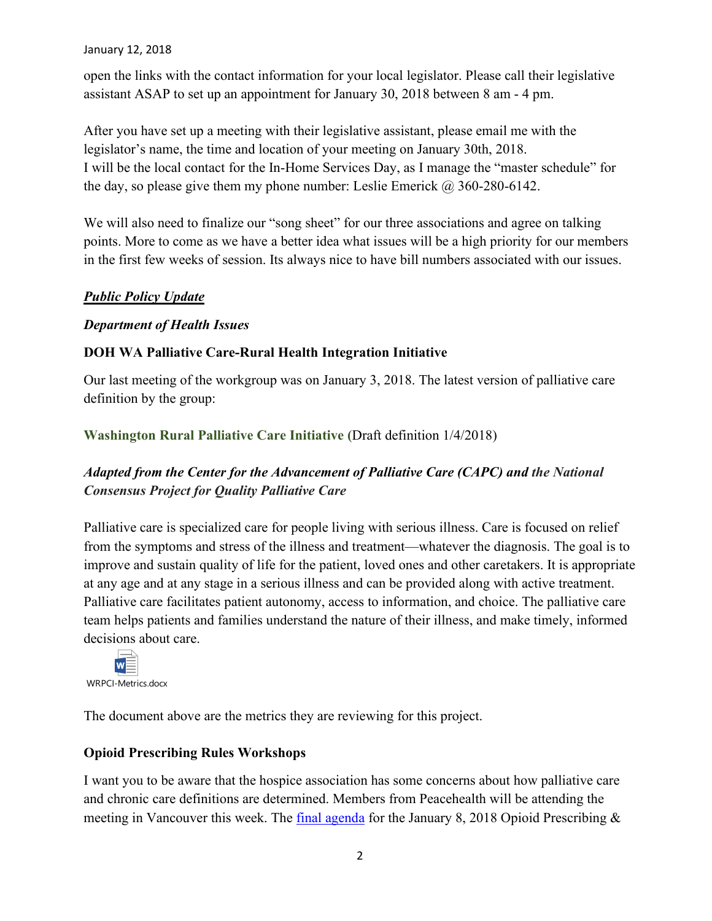open the links with the contact information for your local legislator. Please call their legislative assistant ASAP to set up an appointment for January 30, 2018 between 8 am - 4 pm.

After you have set up a meeting with their legislative assistant, please email me with the legislator's name, the time and location of your meeting on January 30th, 2018.
I will be the local contact for the In-Home Services Day, as I manage the "master schedule" for the day, so please give them my phone number: Leslie Emerick @ 360-280-6142.

We will also need to finalize our "song sheet" for our three associations and agree on talking points. More to come as we have a better idea what issues will be a high priority for our members in the first few weeks of session. Its always nice to have bill numbers associated with our issues.

***Public Policy Update***

***Department of Health Issues***

**DOH WA Palliative Care-Rural Health Integration Initiative**

Our last meeting of the workgroup was on January 3, 2018. The latest version of palliative care definition by the group:

**Washington Rural Palliative Care Initiative (**Draft definition 1/4/2018)

***Adapted from the Center for the Advancement of Palliative Care (CAPC) and the National Consensus Project for Quality Palliative Care***

Palliative care is specialized care for people living with serious illness. Care is focused on relief from the symptoms and stress of the illness and treatment—whatever the diagnosis. The goal is to improve and sustain quality of life for the patient, loved ones and other caretakers. It is appropriate at any age and at any stage in a serious illness and can be provided along with active treatment. Palliative care facilitates patient autonomy, access to information, and choice. The palliative care team helps patients and families understand the nature of their illness, and make timely, informed decisions about care.

WRPCI-Metrics.docx

The document above are the metrics they are reviewing for this project.

**Opioid Prescribing Rules Workshops**

I want you to be aware that the hospice association has some concerns about how palliative care and chronic care definitions are determined. Members from Peacehealth will be attending the meeting in Vancouver this week. The final agenda for the January 8, 2018 Opioid Prescribing &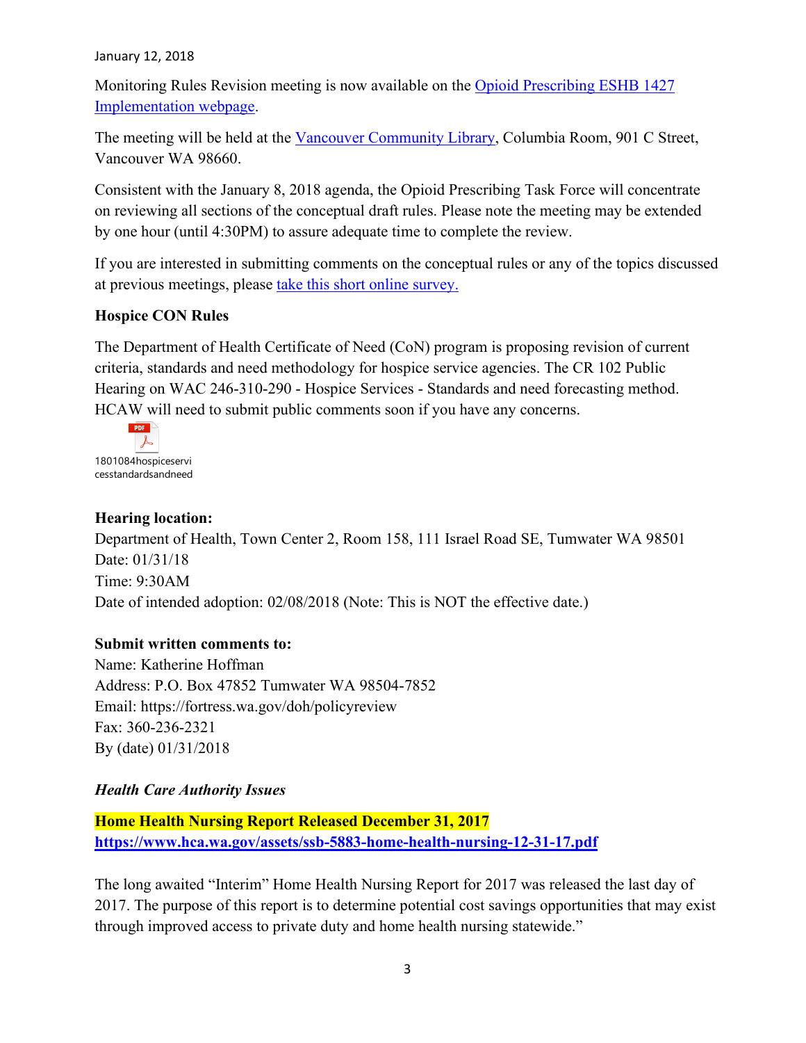January 12, 2018

Monitoring Rules Revision meeting is now available on the Opioid Prescribing ESHB 1427 Implementation webpage.

The meeting will be held at the Vancouver Community Library, Columbia Room, 901 C Street, Vancouver WA 98660.

Consistent with the January 8, 2018 agenda, the Opioid Prescribing Task Force will concentrate on reviewing all sections of the conceptual draft rules. Please note the meeting may be extended by one hour (until 4:30PM) to assure adequate time to complete the review.

If you are interested in submitting comments on the conceptual rules or any of the topics discussed at previous meetings, please take this short online survey.

**Hospice CON Rules**

The Department of Health Certificate of Need (CoN) program is proposing revision of current criteria, standards and need methodology for hospice service agencies. The CR 102 Public Hearing on WAC 246-310-290 - Hospice Services - Standards and need forecasting method. HCAW will need to submit public comments soon if you have any concerns.

1801084hospiceservicesstandardsandneed

**Hearing location:**
Department of Health, Town Center 2, Room 158, 111 Israel Road SE, Tumwater WA 98501
Date: 01/31/18
Time: 9:30AM
Date of intended adoption: 02/08/2018 (Note: This is NOT the effective date.)

**Submit written comments to:**
Name: Katherine Hoffman
Address: P.O. Box 47852 Tumwater WA 98504-7852
Email: https://fortress.wa.gov/doh/policyreview
Fax: 360-236-2321
By (date) 01/31/2018

***Health Care Authority Issues***

**Home Health Nursing Report Released December 31, 2017**
**https://www.hca.wa.gov/assets/ssb-5883-home-health-nursing-12-31-17.pdf**

The long awaited "Interim" Home Health Nursing Report for 2017 was released the last day of 2017. The purpose of this report is to determine potential cost savings opportunities that may exist through improved access to private duty and home health nursing statewide."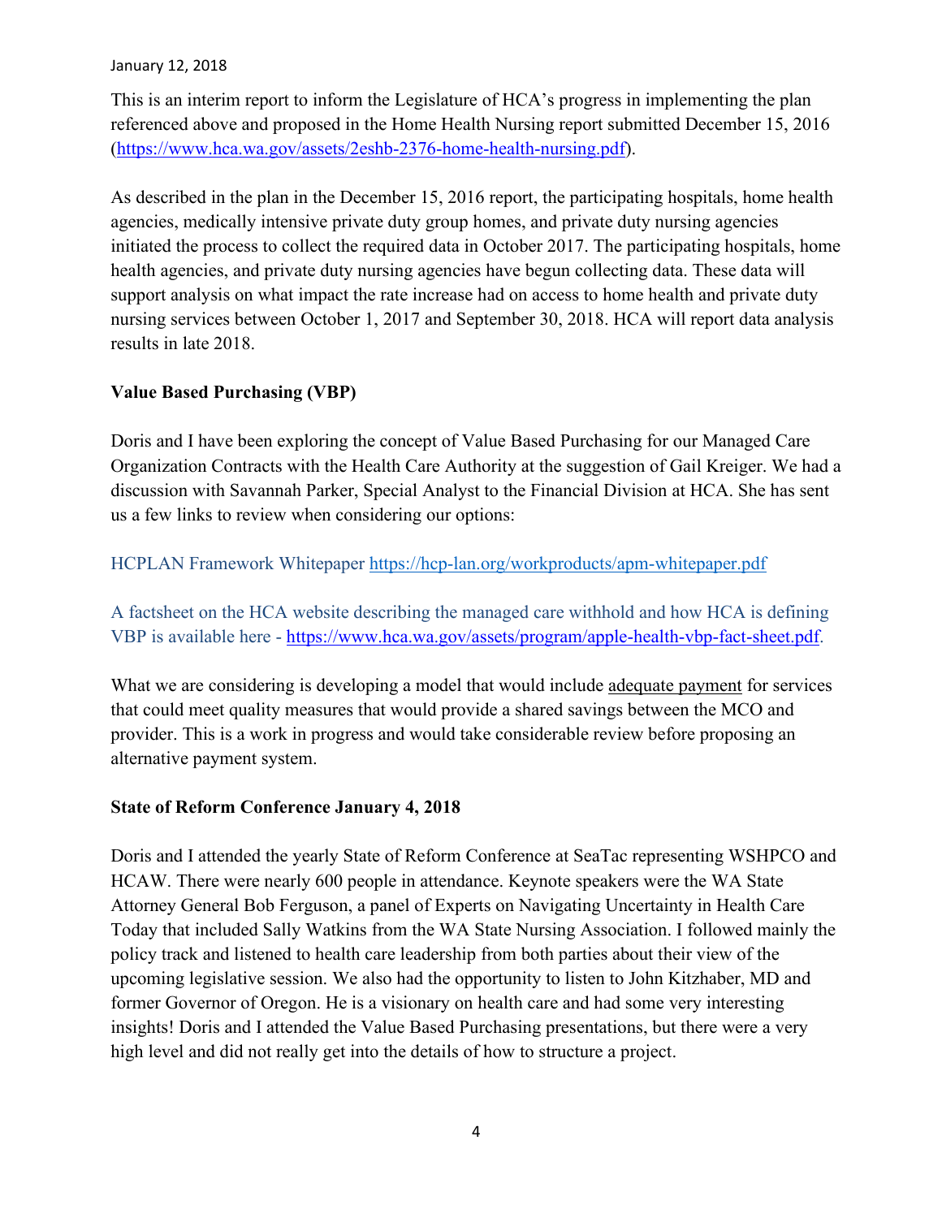January 12, 2018

This is an interim report to inform the Legislature of HCA's progress in implementing the plan referenced above and proposed in the Home Health Nursing report submitted December 15, 2016 (https://www.hca.wa.gov/assets/2eshb-2376-home-health-nursing.pdf).

As described in the plan in the December 15, 2016 report, the participating hospitals, home health agencies, medically intensive private duty group homes, and private duty nursing agencies initiated the process to collect the required data in October 2017. The participating hospitals, home health agencies, and private duty nursing agencies have begun collecting data. These data will support analysis on what impact the rate increase had on access to home health and private duty nursing services between October 1, 2017 and September 30, 2018. HCA will report data analysis results in late 2018.

**Value Based Purchasing (VBP)**

Doris and I have been exploring the concept of Value Based Purchasing for our Managed Care Organization Contracts with the Health Care Authority at the suggestion of Gail Kreiger. We had a discussion with Savannah Parker, Special Analyst to the Financial Division at HCA. She has sent us a few links to review when considering our options:

HCPLAN Framework Whitepaper https://hcp-lan.org/workproducts/apm-whitepaper.pdf

A factsheet on the HCA website describing the managed care withhold and how HCA is defining VBP is available here - https://www.hca.wa.gov/assets/program/apple-health-vbp-fact-sheet.pdf.

What we are considering is developing a model that would include adequate payment for services that could meet quality measures that would provide a shared savings between the MCO and provider. This is a work in progress and would take considerable review before proposing an alternative payment system.

**State of Reform Conference January 4, 2018**

Doris and I attended the yearly State of Reform Conference at SeaTac representing WSHPCO and HCAW. There were nearly 600 people in attendance. Keynote speakers were the WA State Attorney General Bob Ferguson, a panel of Experts on Navigating Uncertainty in Health Care Today that included Sally Watkins from the WA State Nursing Association. I followed mainly the policy track and listened to health care leadership from both parties about their view of the upcoming legislative session. We also had the opportunity to listen to John Kitzhaber, MD and former Governor of Oregon. He is a visionary on health care and had some very interesting insights! Doris and I attended the Value Based Purchasing presentations, but there were a very high level and did not really get into the details of how to structure a project.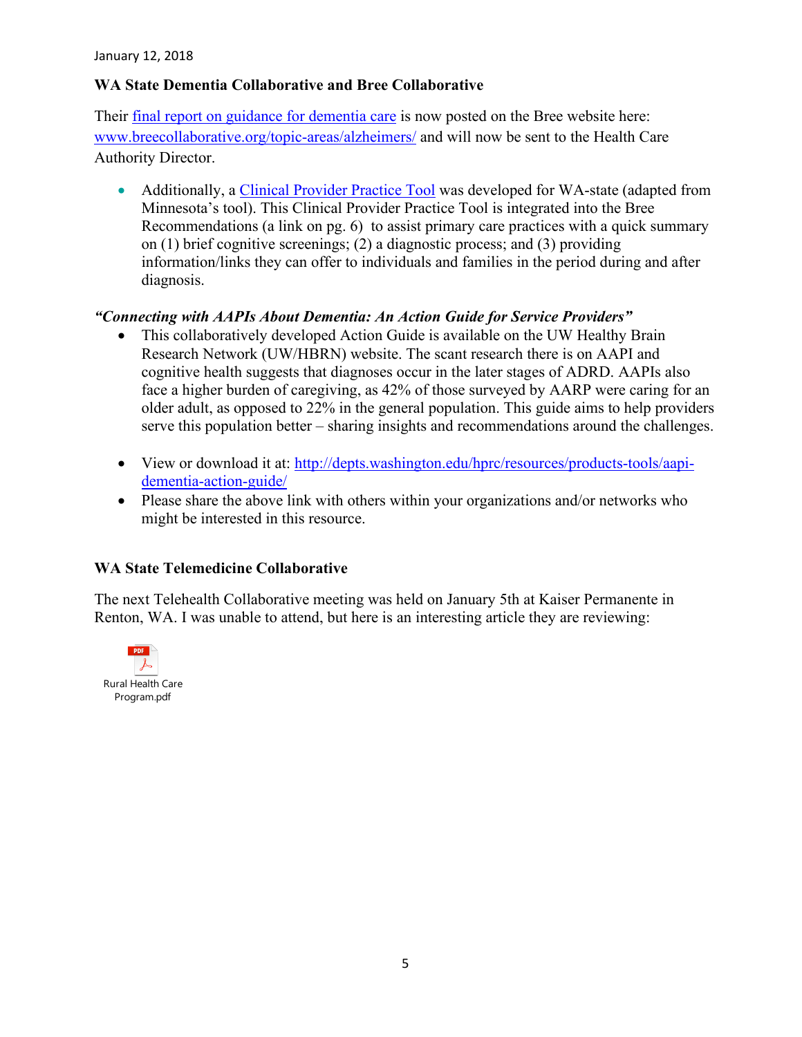January 12, 2018

**WA State Dementia Collaborative and Bree Collaborative**

Their [final report on guidance for dementia care](www.breecollaborative.org/topic-areas/alzheimers/) is now posted on the Bree website here: [www.breecollaborative.org/topic-areas/alzheimers/](www.breecollaborative.org/topic-areas/alzheimers/) and will now be sent to the Health Care Authority Director.

- Additionally, a Clinical Provider Practice Tool was developed for WA-state (adapted from Minnesota's tool). This Clinical Provider Practice Tool is integrated into the Bree Recommendations (a link on pg. 6) to assist primary care practices with a quick summary on (1) brief cognitive screenings; (2) a diagnostic process; and (3) providing information/links they can offer to individuals and families in the period during and after diagnosis.

***"Connecting with AAPIs About Dementia: An Action Guide for Service Providers"***

- This collaboratively developed Action Guide is available on the UW Healthy Brain Research Network (UW/HBRN) website. The scant research there is on AAPI and cognitive health suggests that diagnoses occur in the later stages of ADRD. AAPIs also face a higher burden of caregiving, as 42% of those surveyed by AARP were caring for an older adult, as opposed to 22% in the general population. This guide aims to help providers serve this population better – sharing insights and recommendations around the challenges.
- View or download it at: [http://depts.washington.edu/hprc/resources/products-tools/aapi-dementia-action-guide/](http://depts.washington.edu/hprc/resources/products-tools/aapi-dementia-action-guide/)
- Please share the above link with others within your organizations and/or networks who might be interested in this resource.

**WA State Telemedicine Collaborative**

The next Telehealth Collaborative meeting was held on January 5th at Kaiser Permanente in Renton, WA. I was unable to attend, but here is an interesting article they are reviewing:

Rural Health Care Program.pdf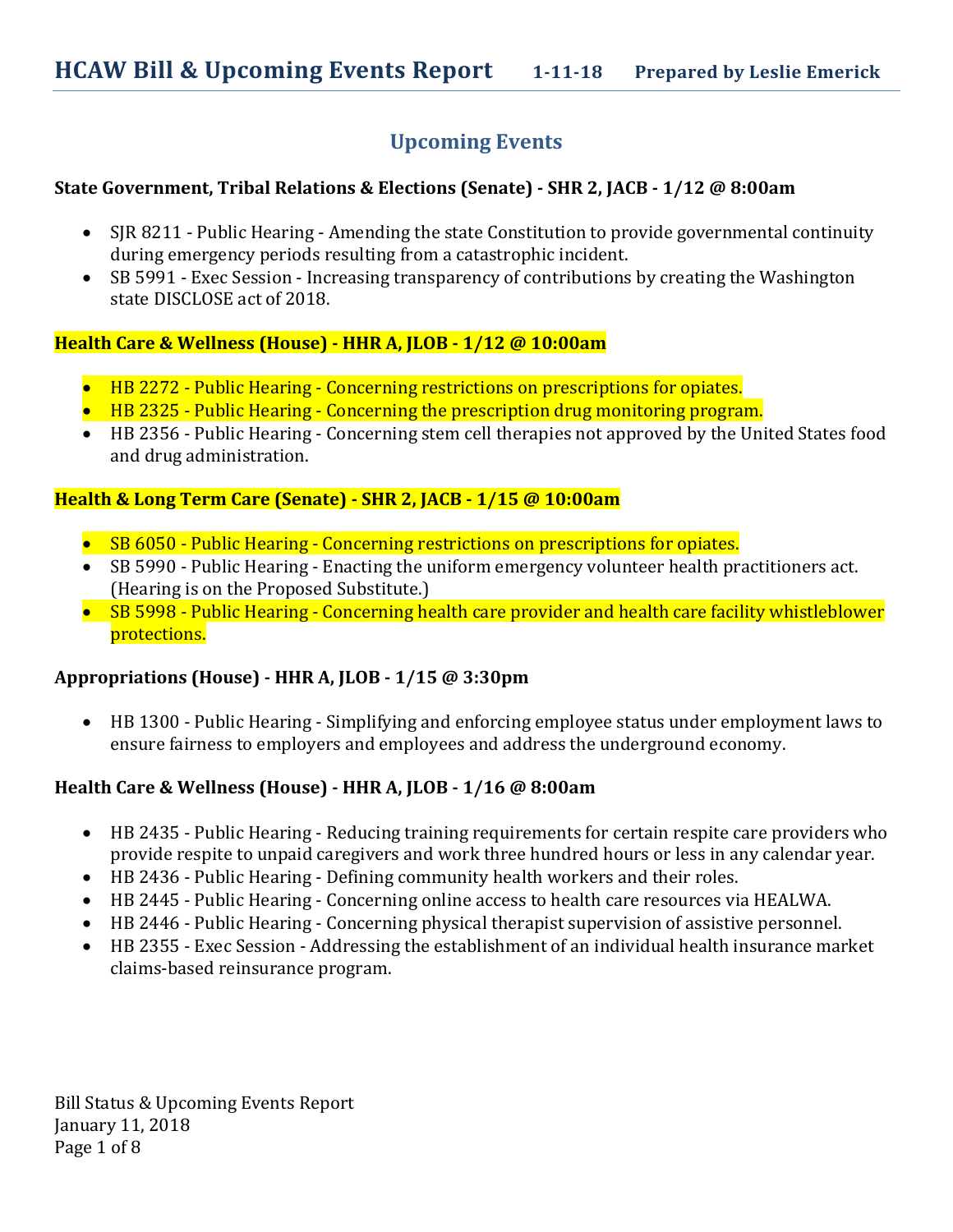# HCAW Bill & Upcoming Events Report    1-11-18    Prepared by Leslie Emerick

## Upcoming Events

**State Government, Tribal Relations & Elections (Senate) - SHR 2, JACB - 1/12 @ 8:00am**

- SJR 8211 - Public Hearing - Amending the state Constitution to provide governmental continuity during emergency periods resulting from a catastrophic incident.
- SB 5991 - Exec Session - Increasing transparency of contributions by creating the Washington state DISCLOSE act of 2018.

**Health Care & Wellness (House) - HHR A, JLOB - 1/12 @ 10:00am**

- HB 2272 - Public Hearing - Concerning restrictions on prescriptions for opiates.
- HB 2325 - Public Hearing - Concerning the prescription drug monitoring program.
- HB 2356 - Public Hearing - Concerning stem cell therapies not approved by the United States food and drug administration.

**Health & Long Term Care (Senate) - SHR 2, JACB - 1/15 @ 10:00am**

- SB 6050 - Public Hearing - Concerning restrictions on prescriptions for opiates.
- SB 5990 - Public Hearing - Enacting the uniform emergency volunteer health practitioners act. (Hearing is on the Proposed Substitute.)
- SB 5998 - Public Hearing - Concerning health care provider and health care facility whistleblower protections.

**Appropriations (House) - HHR A, JLOB - 1/15 @ 3:30pm**

- HB 1300 - Public Hearing - Simplifying and enforcing employee status under employment laws to ensure fairness to employers and employees and address the underground economy.

**Health Care & Wellness (House) - HHR A, JLOB - 1/16 @ 8:00am**

- HB 2435 - Public Hearing - Reducing training requirements for certain respite care providers who provide respite to unpaid caregivers and work three hundred hours or less in any calendar year.
- HB 2436 - Public Hearing - Defining community health workers and their roles.
- HB 2445 - Public Hearing - Concerning online access to health care resources via HEALWA.
- HB 2446 - Public Hearing - Concerning physical therapist supervision of assistive personnel.
- HB 2355 - Exec Session - Addressing the establishment of an individual health insurance market claims-based reinsurance program.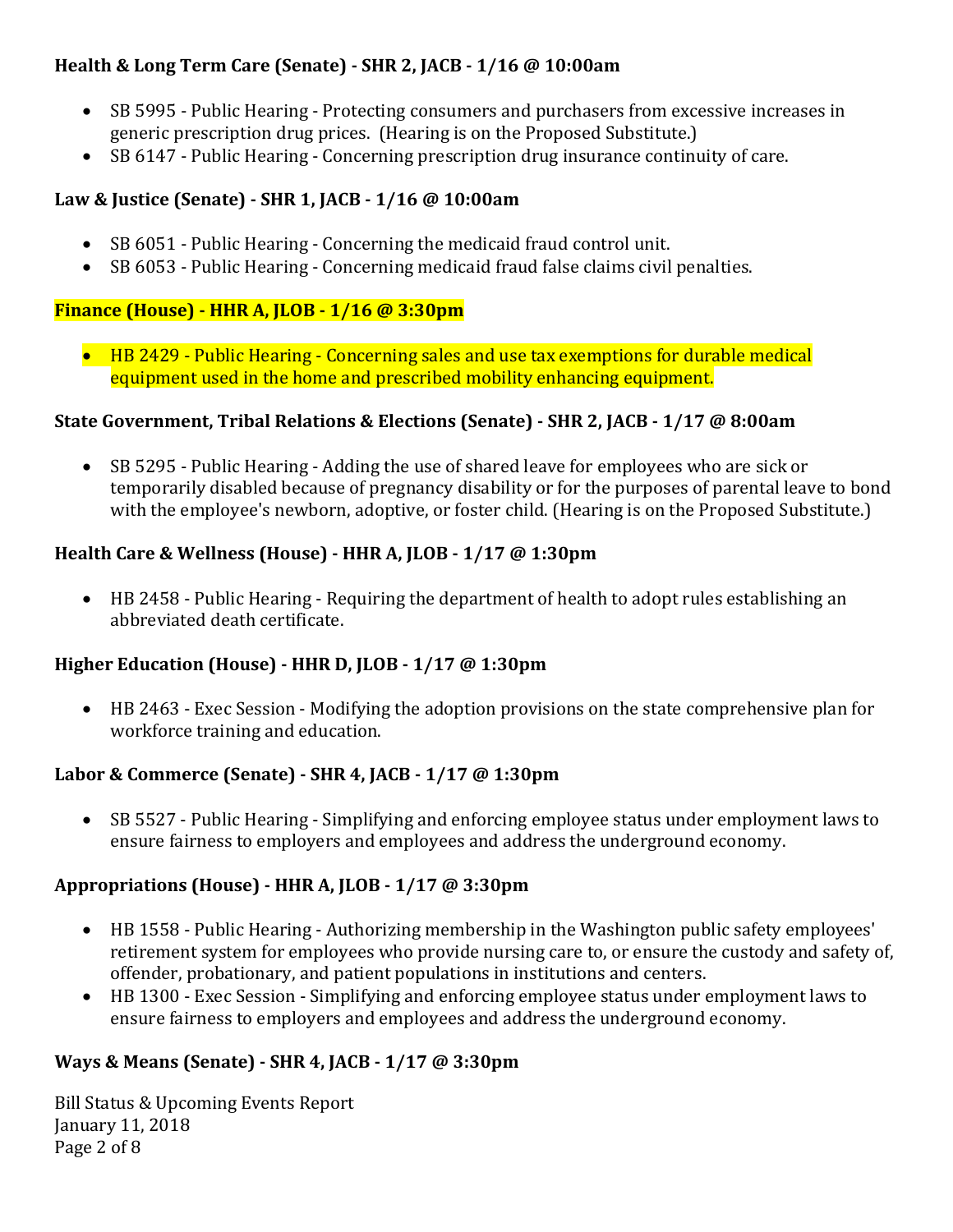**Health & Long Term Care (Senate) - SHR 2, JACB - 1/16 @ 10:00am**

- SB 5995 - Public Hearing - Protecting consumers and purchasers from excessive increases in generic prescription drug prices. (Hearing is on the Proposed Substitute.)
- SB 6147 - Public Hearing - Concerning prescription drug insurance continuity of care.

**Law & Justice (Senate) - SHR 1, JACB - 1/16 @ 10:00am**

- SB 6051 - Public Hearing - Concerning the medicaid fraud control unit.
- SB 6053 - Public Hearing - Concerning medicaid fraud false claims civil penalties.

**Finance (House) - HHR A, JLOB - 1/16 @ 3:30pm**

- HB 2429 - Public Hearing - Concerning sales and use tax exemptions for durable medical equipment used in the home and prescribed mobility enhancing equipment.

**State Government, Tribal Relations & Elections (Senate) - SHR 2, JACB - 1/17 @ 8:00am**

- SB 5295 - Public Hearing - Adding the use of shared leave for employees who are sick or temporarily disabled because of pregnancy disability or for the purposes of parental leave to bond with the employee's newborn, adoptive, or foster child. (Hearing is on the Proposed Substitute.)

**Health Care & Wellness (House) - HHR A, JLOB - 1/17 @ 1:30pm**

- HB 2458 - Public Hearing - Requiring the department of health to adopt rules establishing an abbreviated death certificate.

**Higher Education (House) - HHR D, JLOB - 1/17 @ 1:30pm**

- HB 2463 - Exec Session - Modifying the adoption provisions on the state comprehensive plan for workforce training and education.

**Labor & Commerce (Senate) - SHR 4, JACB - 1/17 @ 1:30pm**

- SB 5527 - Public Hearing - Simplifying and enforcing employee status under employment laws to ensure fairness to employers and employees and address the underground economy.

**Appropriations (House) - HHR A, JLOB - 1/17 @ 3:30pm**

- HB 1558 - Public Hearing - Authorizing membership in the Washington public safety employees' retirement system for employees who provide nursing care to, or ensure the custody and safety of, offender, probationary, and patient populations in institutions and centers.
- HB 1300 - Exec Session - Simplifying and enforcing employee status under employment laws to ensure fairness to employers and employees and address the underground economy.

**Ways & Means (Senate) - SHR 4, JACB - 1/17 @ 3:30pm**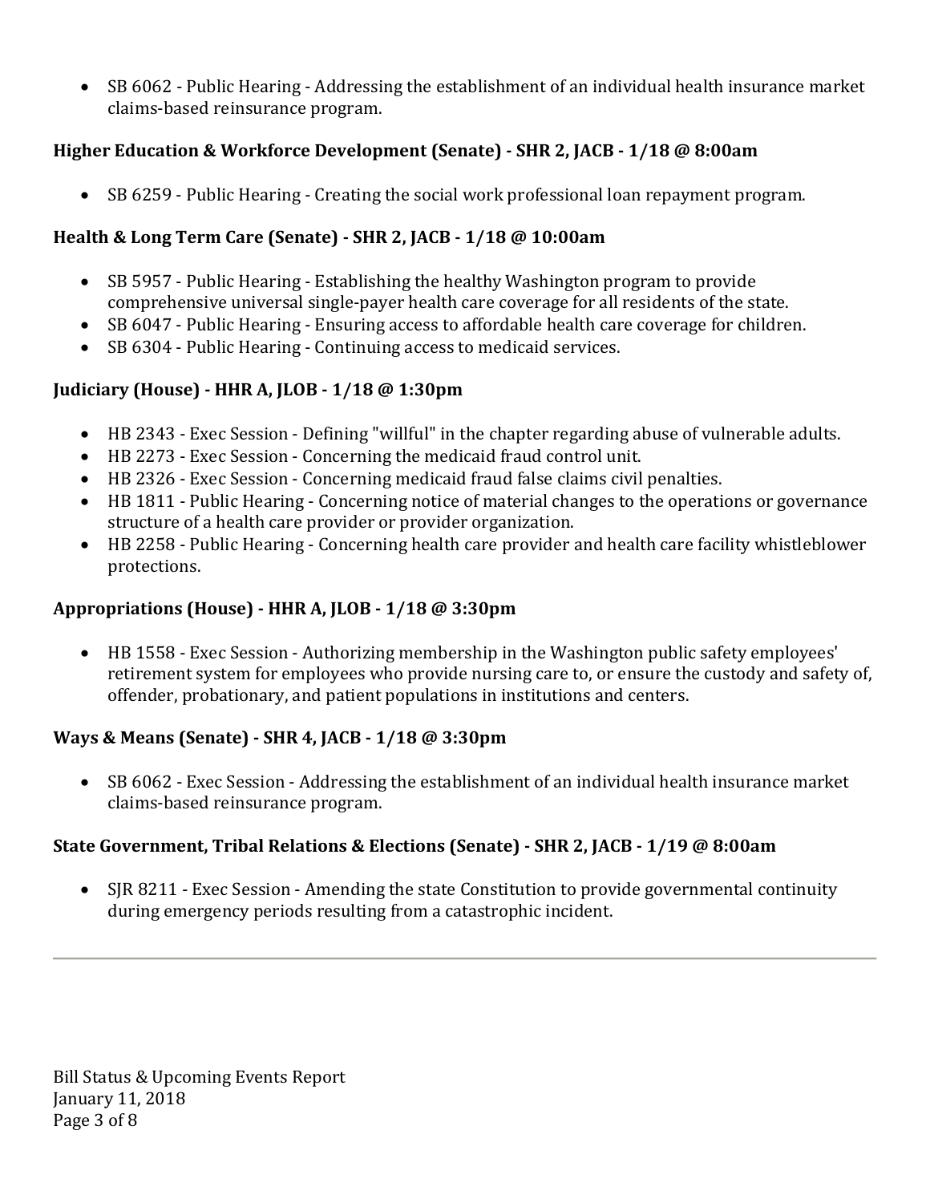- SB 6062 - Public Hearing - Addressing the establishment of an individual health insurance market claims-based reinsurance program.

**Higher Education & Workforce Development (Senate) - SHR 2, JACB - 1/18 @ 8:00am**

- SB 6259 - Public Hearing - Creating the social work professional loan repayment program.

**Health & Long Term Care (Senate) - SHR 2, JACB - 1/18 @ 10:00am**

- SB 5957 - Public Hearing - Establishing the healthy Washington program to provide comprehensive universal single-payer health care coverage for all residents of the state.
- SB 6047 - Public Hearing - Ensuring access to affordable health care coverage for children.
- SB 6304 - Public Hearing - Continuing access to medicaid services.

**Judiciary (House) - HHR A, JLOB - 1/18 @ 1:30pm**

- HB 2343 - Exec Session - Defining "willful" in the chapter regarding abuse of vulnerable adults.
- HB 2273 - Exec Session - Concerning the medicaid fraud control unit.
- HB 2326 - Exec Session - Concerning medicaid fraud false claims civil penalties.
- HB 1811 - Public Hearing - Concerning notice of material changes to the operations or governance structure of a health care provider or provider organization.
- HB 2258 - Public Hearing - Concerning health care provider and health care facility whistleblower protections.

**Appropriations (House) - HHR A, JLOB - 1/18 @ 3:30pm**

- HB 1558 - Exec Session - Authorizing membership in the Washington public safety employees' retirement system for employees who provide nursing care to, or ensure the custody and safety of, offender, probationary, and patient populations in institutions and centers.

**Ways & Means (Senate) - SHR 4, JACB - 1/18 @ 3:30pm**

- SB 6062 - Exec Session - Addressing the establishment of an individual health insurance market claims-based reinsurance program.

**State Government, Tribal Relations & Elections (Senate) - SHR 2, JACB - 1/19 @ 8:00am**

- SJR 8211 - Exec Session - Amending the state Constitution to provide governmental continuity during emergency periods resulting from a catastrophic incident.

---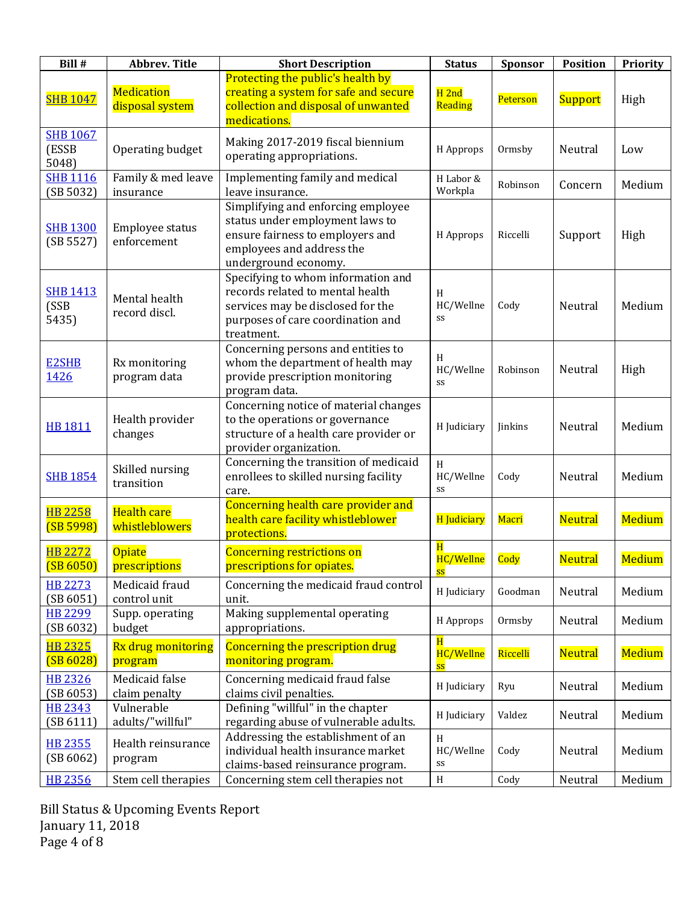| Bill # | Abbrev. Title | Short Description | Status | Sponsor | Position | Priority |
|---|---|---|---|---|---|---|
| SHB 1047 | Medication disposal system | Protecting the public's health by creating a system for safe and secure collection and disposal of unwanted medications. | H 2nd Reading | Peterson | Support | High |
| SHB 1067 (ESSB 5048) | Operating budget | Making 2017-2019 fiscal biennium operating appropriations. | H Approps | Ormsby | Neutral | Low |
| SHB 1116 (SB 5032) | Family & med leave insurance | Implementing family and medical leave insurance. | H Labor & Workpla | Robinson | Concern | Medium |
| SHB 1300 (SB 5527) | Employee status enforcement | Simplifying and enforcing employee status under employment laws to ensure fairness to employers and employees and address the underground economy. | H Approps | Riccelli | Support | High |
| SHB 1413 (SSB 5435) | Mental health record discl. | Specifying to whom information and records related to mental health services may be disclosed for the purposes of care coordination and treatment. | H HC/Wellness | Cody | Neutral | Medium |
| E2SHB 1426 | Rx monitoring program data | Concerning persons and entities to whom the department of health may provide prescription monitoring program data. | H HC/Wellness | Robinson | Neutral | High |
| HB 1811 | Health provider changes | Concerning notice of material changes to the operations or governance structure of a health care provider or provider organization. | H Judiciary | Jinkins | Neutral | Medium |
| SHB 1854 | Skilled nursing transition | Concerning the transition of medicaid enrollees to skilled nursing facility care. | H HC/Wellness | Cody | Neutral | Medium |
| HB 2258 (SB 5998) | Health care whistleblowers | Concerning health care provider and health care facility whistleblower protections. | H Judiciary | Macri | Neutral | Medium |
| HB 2272 (SB 6050) | Opiate prescriptions | Concerning restrictions on prescriptions for opiates. | H HC/Wellness | Cody | Neutral | Medium |
| HB 2273 (SB 6051) | Medicaid fraud control unit | Concerning the medicaid fraud control unit. | H Judiciary | Goodman | Neutral | Medium |
| HB 2299 (SB 6032) | Supp. operating budget | Making supplemental operating appropriations. | H Approps | Ormsby | Neutral | Medium |
| HB 2325 (SB 6028) | Rx drug monitoring program | Concerning the prescription drug monitoring program. | H HC/Wellness | Riccelli | Neutral | Medium |
| HB 2326 (SB 6053) | Medicaid false claim penalty | Concerning medicaid fraud false claims civil penalties. | H Judiciary | Ryu | Neutral | Medium |
| HB 2343 (SB 6111) | Vulnerable adults/"willful" | Defining "willful" in the chapter regarding abuse of vulnerable adults. | H Judiciary | Valdez | Neutral | Medium |
| HB 2355 (SB 6062) | Health reinsurance program | Addressing the establishment of an individual health insurance market claims-based reinsurance program. | H HC/Wellness | Cody | Neutral | Medium |
| HB 2356 | Stem cell therapies | Concerning stem cell therapies not | H | Cody | Neutral | Medium |

Bill Status & Upcoming Events Report
January 11, 2018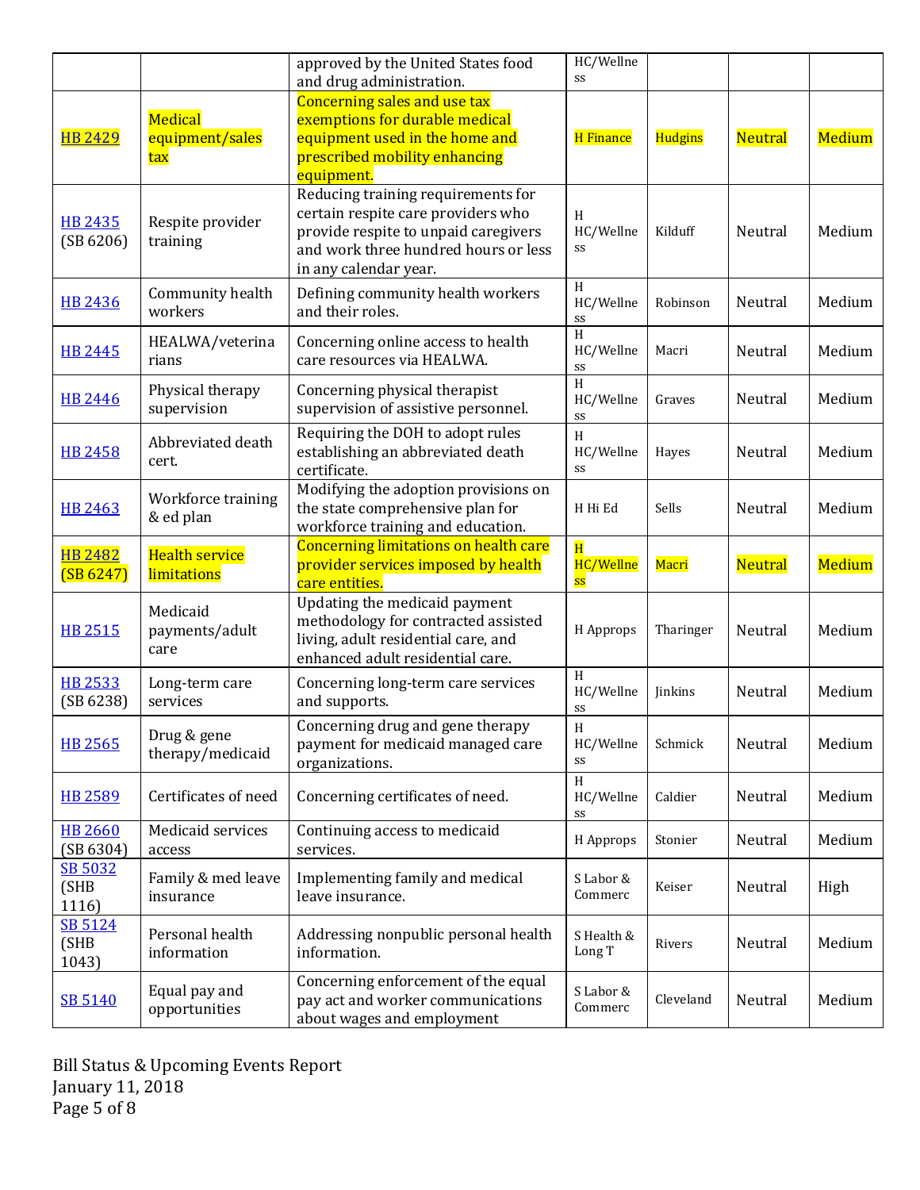|  |  | approved by the United States food and drug administration. | HC/Wellness |  |  |  |
| --- | --- | --- | --- | --- | --- | --- |
| HB 2429 | Medical equipment/sales tax | Concerning sales and use tax exemptions for durable medical equipment used in the home and prescribed mobility enhancing equipment. | H Finance | Hudgins | Neutral | Medium |
| HB 2435 (SB 6206) | Respite provider training | Reducing training requirements for certain respite care providers who provide respite to unpaid caregivers and work three hundred hours or less in any calendar year. | H HC/Wellness | Kilduff | Neutral | Medium |
| HB 2436 | Community health workers | Defining community health workers and their roles. | H HC/Wellness | Robinson | Neutral | Medium |
| HB 2445 | HEALWA/veterinarians | Concerning online access to health care resources via HEALWA. | H HC/Wellness | Macri | Neutral | Medium |
| HB 2446 | Physical therapy supervision | Concerning physical therapist supervision of assistive personnel. | H HC/Wellness | Graves | Neutral | Medium |
| HB 2458 | Abbreviated death cert. | Requiring the DOH to adopt rules establishing an abbreviated death certificate. | H HC/Wellness | Hayes | Neutral | Medium |
| HB 2463 | Workforce training & ed plan | Modifying the adoption provisions on the state comprehensive plan for workforce training and education. | H Hi Ed | Sells | Neutral | Medium |
| HB 2482 (SB 6247) | Health service limitations | Concerning limitations on health care provider services imposed by health care entities. | H HC/Wellness | Macri | Neutral | Medium |
| HB 2515 | Medicaid payments/adult care | Updating the medicaid payment methodology for contracted assisted living, adult residential care, and enhanced adult residential care. | H Approps | Tharinger | Neutral | Medium |
| HB 2533 (SB 6238) | Long-term care services | Concerning long-term care services and supports. | H HC/Wellness | Jinkins | Neutral | Medium |
| HB 2565 | Drug & gene therapy/medicaid | Concerning drug and gene therapy payment for medicaid managed care organizations. | H HC/Wellness | Schmick | Neutral | Medium |
| HB 2589 | Certificates of need | Concerning certificates of need. | H HC/Wellness | Caldier | Neutral | Medium |
| HB 2660 (SB 6304) | Medicaid services access | Continuing access to medicaid services. | H Approps | Stonier | Neutral | Medium |
| SB 5032 (SHB 1116) | Family & med leave insurance | Implementing family and medical leave insurance. | S Labor & Commerc | Keiser | Neutral | High |
| SB 5124 (SHB 1043) | Personal health information | Addressing nonpublic personal health information. | S Health & Long T | Rivers | Neutral | Medium |
| SB 5140 | Equal pay and opportunities | Concerning enforcement of the equal pay act and worker communications about wages and employment | S Labor & Commerc | Cleveland | Neutral | Medium |

Bill Status & Upcoming Events Report
January 11, 2018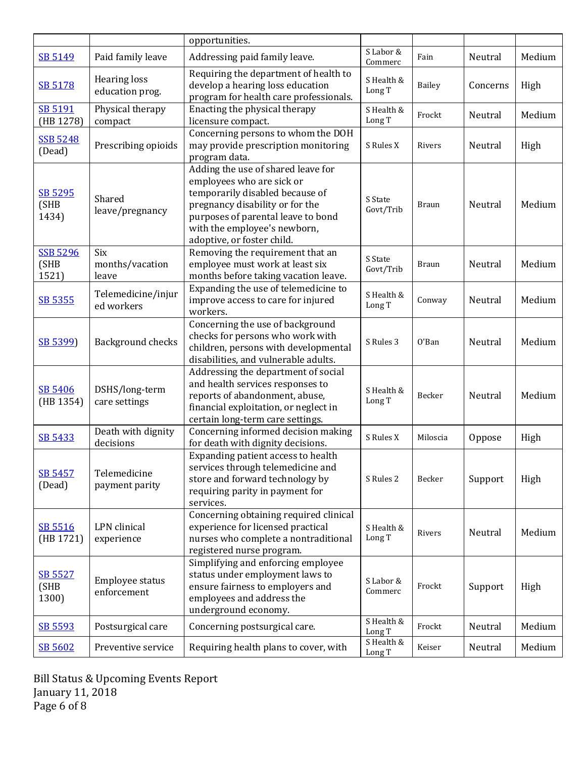|  |  | opportunities. |  |  |  |  |
| --- | --- | --- | --- | --- | --- | --- |
| SB 5149 | Paid family leave | Addressing paid family leave. | S Labor & Commerc | Fain | Neutral | Medium |
| SB 5178 | Hearing loss education prog. | Requiring the department of health to develop a hearing loss education program for health care professionals. | S Health & Long T | Bailey | Concerns | High |
| SB 5191 (HB 1278) | Physical therapy compact | Enacting the physical therapy licensure compact. | S Health & Long T | Frockt | Neutral | Medium |
| SSB 5248 (Dead) | Prescribing opioids | Concerning persons to whom the DOH may provide prescription monitoring program data. | S Rules X | Rivers | Neutral | High |
| SB 5295 (SHB 1434) | Shared leave/pregnancy | Adding the use of shared leave for employees who are sick or temporarily disabled because of pregnancy disability or for the purposes of parental leave to bond with the employee's newborn, adoptive, or foster child. | S State Govt/Trib | Braun | Neutral | Medium |
| SSB 5296 (SHB 1521) | Six months/vacation leave | Removing the requirement that an employee must work at least six months before taking vacation leave. | S State Govt/Trib | Braun | Neutral | Medium |
| SB 5355 | Telemedicine/injured workers | Expanding the use of telemedicine to improve access to care for injured workers. | S Health & Long T | Conway | Neutral | Medium |
| SB 5399) | Background checks | Concerning the use of background checks for persons who work with children, persons with developmental disabilities, and vulnerable adults. | S Rules 3 | O'Ban | Neutral | Medium |
| SB 5406 (HB 1354) | DSHS/long-term care settings | Addressing the department of social and health services responses to reports of abandonment, abuse, financial exploitation, or neglect in certain long-term care settings. | S Health & Long T | Becker | Neutral | Medium |
| SB 5433 | Death with dignity decisions | Concerning informed decision making for death with dignity decisions. | S Rules X | Miloscia | Oppose | High |
| SB 5457 (Dead) | Telemedicine payment parity | Expanding patient access to health services through telemedicine and store and forward technology by requiring parity in payment for services. | S Rules 2 | Becker | Support | High |
| SB 5516 (HB 1721) | LPN clinical experience | Concerning obtaining required clinical experience for licensed practical nurses who complete a nontraditional registered nurse program. | S Health & Long T | Rivers | Neutral | Medium |
| SB 5527 (SHB 1300) | Employee status enforcement | Simplifying and enforcing employee status under employment laws to ensure fairness to employers and employees and address the underground economy. | S Labor & Commerc | Frockt | Support | High |
| SB 5593 | Postsurgical care | Concerning postsurgical care. | S Health & Long T | Frockt | Neutral | Medium |
| SB 5602 | Preventive service | Requiring health plans to cover, with | S Health & Long T | Keiser | Neutral | Medium |

Bill Status & Upcoming Events Report
January 11, 2018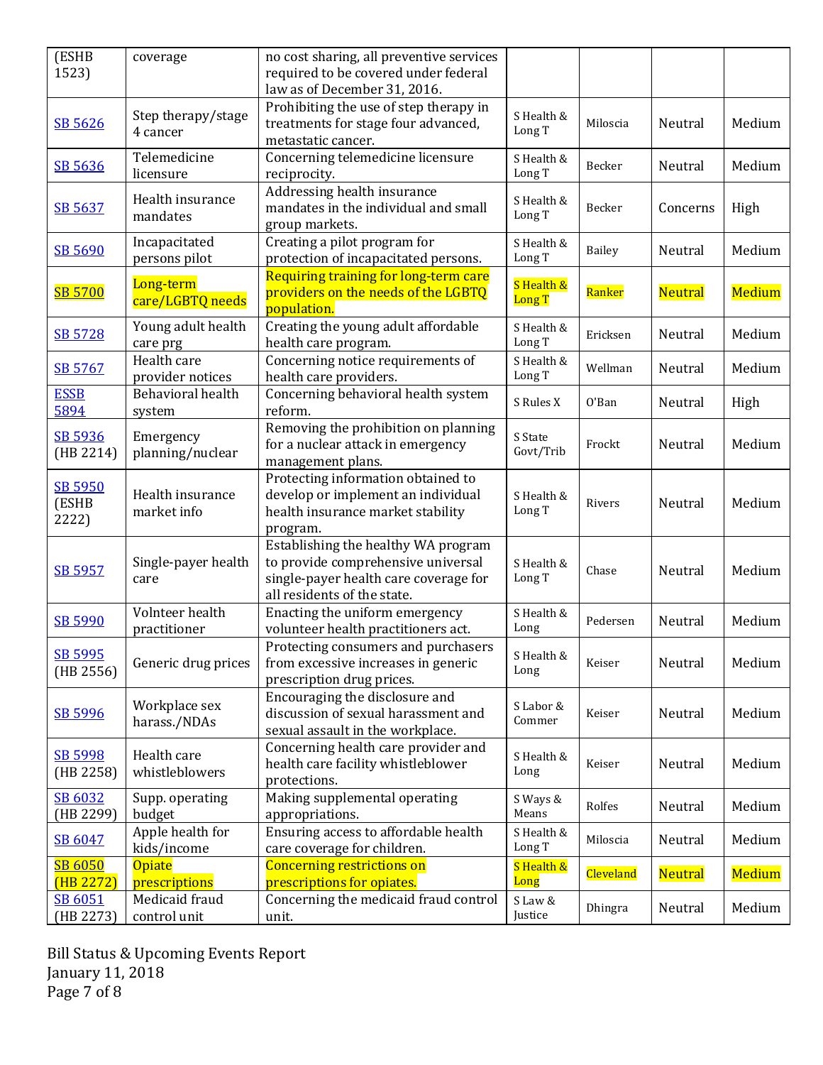| | | | | | | |
|---|---|---|---|---|---|---|
| (ESHB 1523) | coverage | no cost sharing, all preventive services required to be covered under federal law as of December 31, 2016. | | | | |
| SB 5626 | Step therapy/stage 4 cancer | Prohibiting the use of step therapy in treatments for stage four advanced, metastatic cancer. | S Health & Long T | Miloscia | Neutral | Medium |
| SB 5636 | Telemedicine licensure | Concerning telemedicine licensure reciprocity. | S Health & Long T | Becker | Neutral | Medium |
| SB 5637 | Health insurance mandates | Addressing health insurance mandates in the individual and small group markets. | S Health & Long T | Becker | Concerns | High |
| SB 5690 | Incapacitated persons pilot | Creating a pilot program for protection of incapacitated persons. | S Health & Long T | Bailey | Neutral | Medium |
| SB 5700 | Long-term care/LGBTQ needs | Requiring training for long-term care providers on the needs of the LGBTQ population. | S Health & Long T | Ranker | Neutral | Medium |
| SB 5728 | Young adult health care prg | Creating the young adult affordable health care program. | S Health & Long T | Ericksen | Neutral | Medium |
| SB 5767 | Health care provider notices | Concerning notice requirements of health care providers. | S Health & Long T | Wellman | Neutral | Medium |
| ESSB 5894 | Behavioral health system | Concerning behavioral health system reform. | S Rules X | O'Ban | Neutral | High |
| SB 5936 (HB 2214) | Emergency planning/nuclear | Removing the prohibition on planning for a nuclear attack in emergency management plans. | S State Govt/Trib | Frockt | Neutral | Medium |
| SB 5950 (ESHB 2222) | Health insurance market info | Protecting information obtained to develop or implement an individual health insurance market stability program. | S Health & Long T | Rivers | Neutral | Medium |
| SB 5957 | Single-payer health care | Establishing the healthy WA program to provide comprehensive universal single-payer health care coverage for all residents of the state. | S Health & Long T | Chase | Neutral | Medium |
| SB 5990 | Volnteer health practitioner | Enacting the uniform emergency volunteer health practitioners act. | S Health & Long | Pedersen | Neutral | Medium |
| SB 5995 (HB 2556) | Generic drug prices | Protecting consumers and purchasers from excessive increases in generic prescription drug prices. | S Health & Long | Keiser | Neutral | Medium |
| SB 5996 | Workplace sex harass./NDAs | Encouraging the disclosure and discussion of sexual harassment and sexual assault in the workplace. | S Labor & Commer | Keiser | Neutral | Medium |
| SB 5998 (HB 2258) | Health care whistleblowers | Concerning health care provider and health care facility whistleblower protections. | S Health & Long | Keiser | Neutral | Medium |
| SB 6032 (HB 2299) | Supp. operating budget | Making supplemental operating appropriations. | S Ways & Means | Rolfes | Neutral | Medium |
| SB 6047 | Apple health for kids/income | Ensuring access to affordable health care coverage for children. | S Health & Long T | Miloscia | Neutral | Medium |
| SB 6050 (HB 2272) | Opiate prescriptions | Concerning restrictions on prescriptions for opiates. | S Health & Long | Cleveland | Neutral | Medium |
| SB 6051 (HB 2273) | Medicaid fraud control unit | Concerning the medicaid fraud control unit. | S Law & Justice | Dhingra | Neutral | Medium |

Bill Status & Upcoming Events Report
January 11, 2018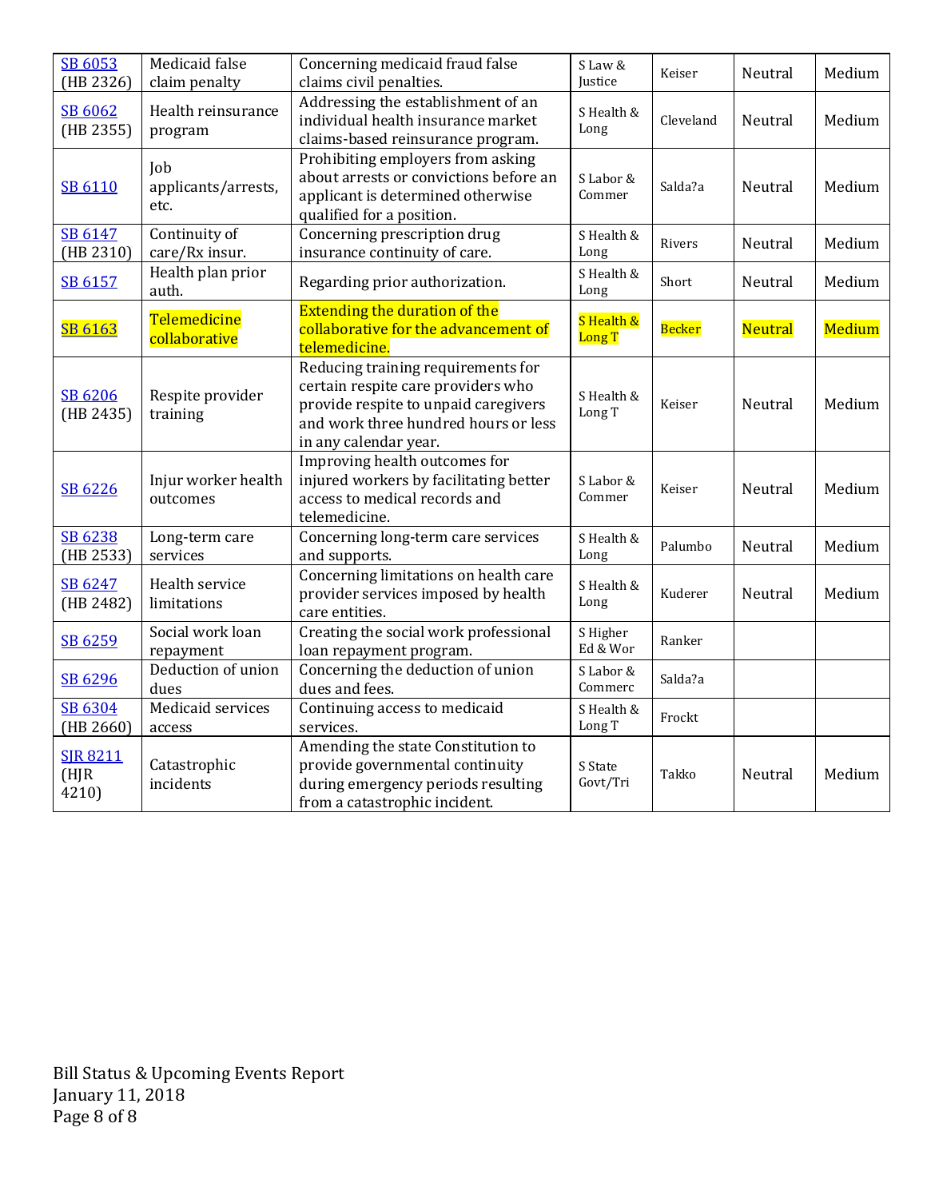| | | | | | | |
|---|---|---|---|---|---|---|
| SB 6053 (HB 2326) | Medicaid false claim penalty | Concerning medicaid fraud false claims civil penalties. | S Law & Justice | Keiser | Neutral | Medium |
| SB 6062 (HB 2355) | Health reinsurance program | Addressing the establishment of an individual health insurance market claims-based reinsurance program. | S Health & Long | Cleveland | Neutral | Medium |
| SB 6110 | Job applicants/arrests, etc. | Prohibiting employers from asking about arrests or convictions before an applicant is determined otherwise qualified for a position. | S Labor & Commer | Salda?a | Neutral | Medium |
| SB 6147 (HB 2310) | Continuity of care/Rx insur. | Concerning prescription drug insurance continuity of care. | S Health & Long | Rivers | Neutral | Medium |
| SB 6157 | Health plan prior auth. | Regarding prior authorization. | S Health & Long | Short | Neutral | Medium |
| SB 6163 | Telemedicine collaborative | Extending the duration of the collaborative for the advancement of telemedicine. | S Health & Long T | Becker | Neutral | Medium |
| SB 6206 (HB 2435) | Respite provider training | Reducing training requirements for certain respite care providers who provide respite to unpaid caregivers and work three hundred hours or less in any calendar year. | S Health & Long T | Keiser | Neutral | Medium |
| SB 6226 | Injur worker health outcomes | Improving health outcomes for injured workers by facilitating better access to medical records and telemedicine. | S Labor & Commer | Keiser | Neutral | Medium |
| SB 6238 (HB 2533) | Long-term care services | Concerning long-term care services and supports. | S Health & Long | Palumbo | Neutral | Medium |
| SB 6247 (HB 2482) | Health service limitations | Concerning limitations on health care provider services imposed by health care entities. | S Health & Long | Kuderer | Neutral | Medium |
| SB 6259 | Social work loan repayment | Creating the social work professional loan repayment program. | S Higher Ed & Wor | Ranker | | |
| SB 6296 | Deduction of union dues | Concerning the deduction of union dues and fees. | S Labor & Commerc | Salda?a | | |
| SB 6304 (HB 2660) | Medicaid services access | Continuing access to medicaid services. | S Health & Long T | Frockt | | |
| SJR 8211 (HJR 4210) | Catastrophic incidents | Amending the state Constitution to provide governmental continuity during emergency periods resulting from a catastrophic incident. | S State Govt/Tri | Takko | Neutral | Medium |

Bill Status & Upcoming Events Report
January 11, 2018